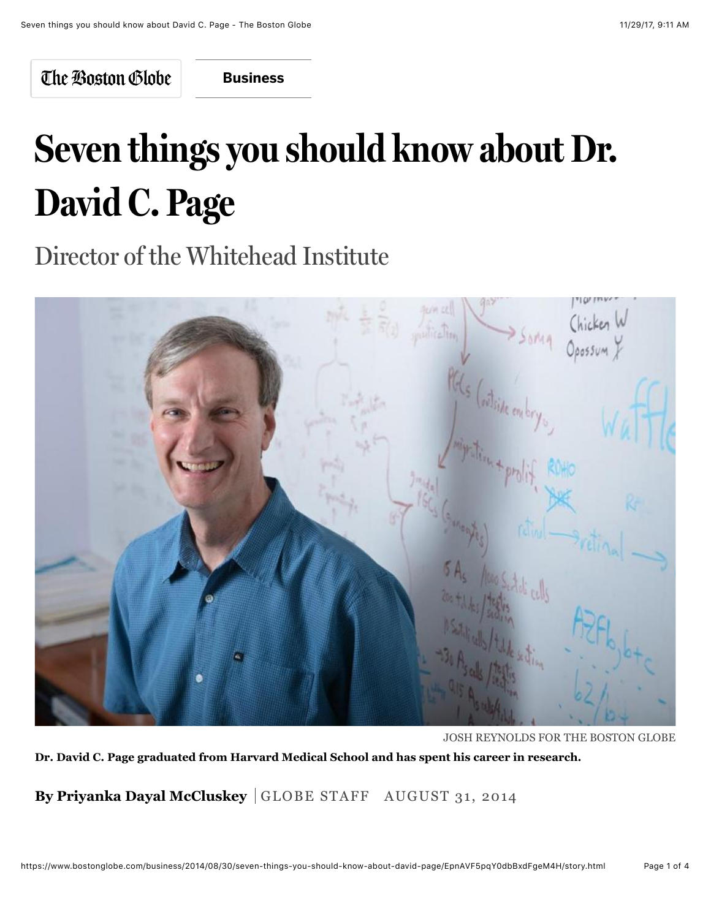The Boston Globe | **Business**

# Seven things you should know about Dr. David C. Page

## Director of the Whitehead Institute

JOSH REYNOLDS FOR THE BOSTON GLOBE

**Dr. David C. Page graduated from Harvard Medical School and has spent his career in research.**

**By Priyanka Dayal McCluskey** | GLOBE STAFF AUGUST 31, 2014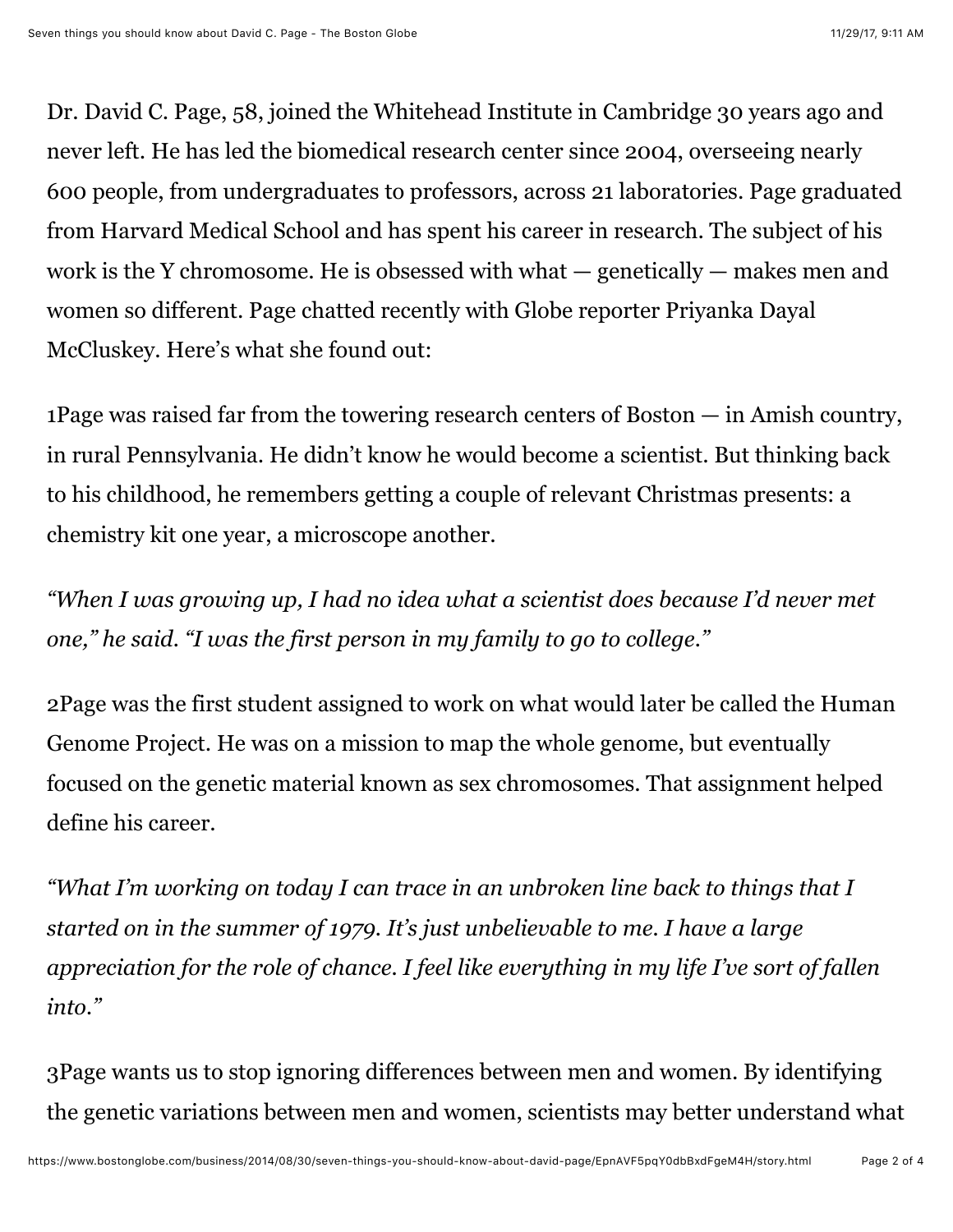Dr. David C. Page, 58, joined the Whitehead Institute in Cambridge 30 years ago and never left. He has led the biomedical research center since 2004, overseeing nearly 600 people, from undergraduates to professors, across 21 laboratories. Page graduated from Harvard Medical School and has spent his career in research. The subject of his work is the Y chromosome. He is obsessed with what — genetically — makes men and women so different. Page chatted recently with Globe reporter Priyanka Dayal McCluskey. Here's what she found out:

1Page was raised far from the towering research centers of Boston — in Amish country, in rural Pennsylvania. He didn't know he would become a scientist. But thinking back to his childhood, he remembers getting a couple of relevant Christmas presents: a chemistry kit one year, a microscope another.

*"When I was growing up, I had no idea what a scientist does because I'd never met one," he said. "I was the first person in my family to go to college."*

2Page was the first student assigned to work on what would later be called the Human Genome Project. He was on a mission to map the whole genome, but eventually focused on the genetic material known as sex chromosomes. That assignment helped define his career.

*"What I'm working on today I can trace in an unbroken line back to things that I started on in the summer of 1979. It's just unbelievable to me. I have a large appreciation for the role of chance. I feel like everything in my life I've sort of fallen into."*

3Page wants us to stop ignoring differences between men and women. By identifying the genetic variations between men and women, scientists may better understand what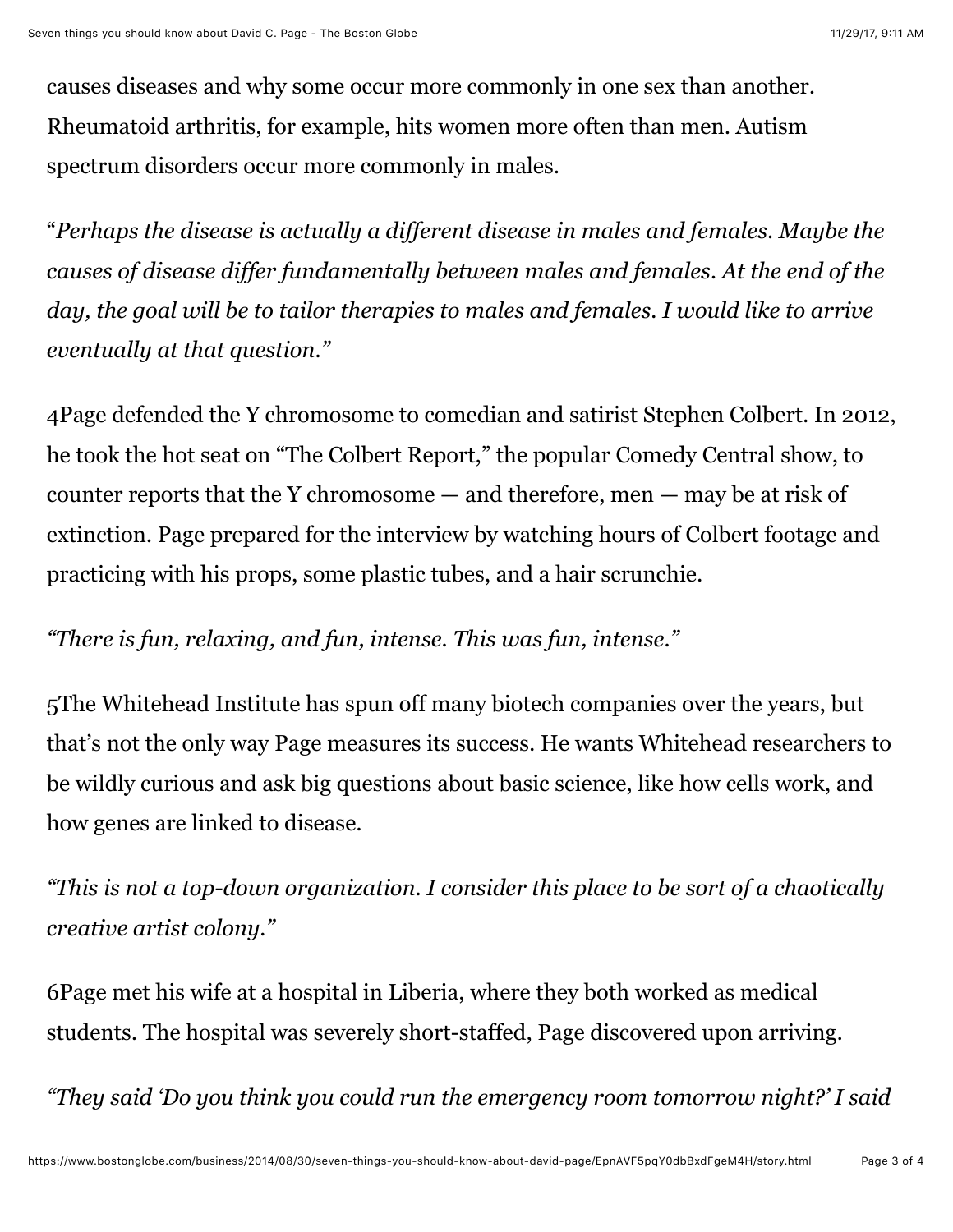causes diseases and why some occur more commonly in one sex than another. Rheumatoid arthritis, for example, hits women more often than men. Autism spectrum disorders occur more commonly in males.

"*Perhaps the disease is actually a different disease in males and females. Maybe the causes of disease differ fundamentally between males and females. At the end of the day, the goal will be to tailor therapies to males and females. I would like to arrive eventually at that question."*

4Page defended the Y chromosome to comedian and satirist Stephen Colbert. In 2012, he took the hot seat on "The Colbert Report," the popular Comedy Central show, to counter reports that the Y chromosome — and therefore, men — may be at risk of extinction. Page prepared for the interview by watching hours of Colbert footage and practicing with his props, some plastic tubes, and a hair scrunchie.

*"There is fun, relaxing, and fun, intense. This was fun, intense."*

5The Whitehead Institute has spun off many biotech companies over the years, but that's not the only way Page measures its success. He wants Whitehead researchers to be wildly curious and ask big questions about basic science, like how cells work, and how genes are linked to disease.

*"This is not a top-down organization. I consider this place to be sort of a chaotically creative artist colony."*

6Page met his wife at a hospital in Liberia, where they both worked as medical students. The hospital was severely short-staffed, Page discovered upon arriving.

*"They said 'Do you think you could run the emergency room tomorrow night?' I said*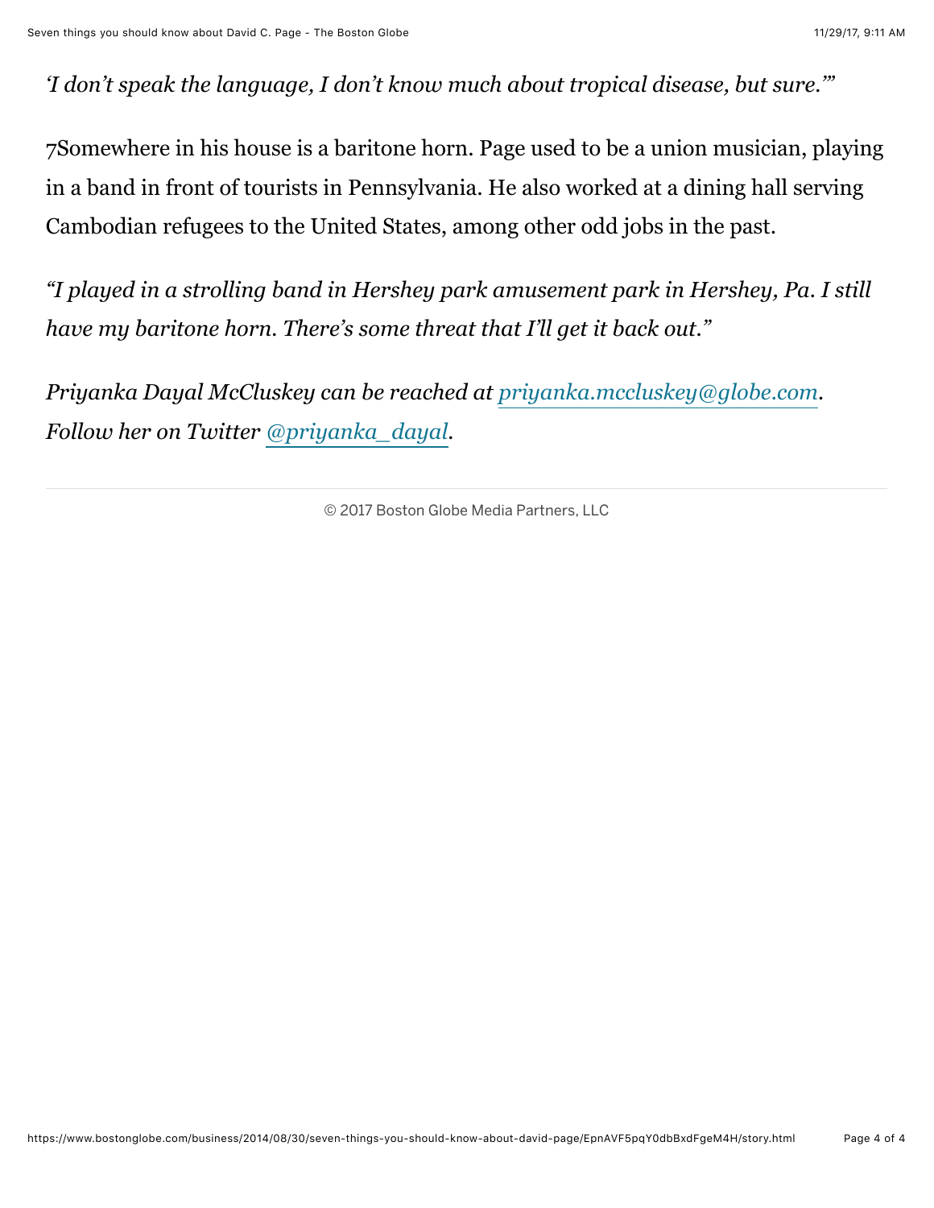*'I don't speak the language, I don't know much about tropical disease, but sure.'"*

7Somewhere in his house is a baritone horn. Page used to be a union musician, playing in a band in front of tourists in Pennsylvania. He also worked at a dining hall serving Cambodian refugees to the United States, among other odd jobs in the past.

*"I played in a strolling band in Hershey park amusement park in Hershey, Pa. I still have my baritone horn. There's some threat that I'll get it back out."*

*Priyanka Dayal McCluskey can be reached at priyanka.mccluskey@globe.com. Follow her on Twitter @priyanka_dayal.*

© 2017 Boston Globe Media Partners, LLC